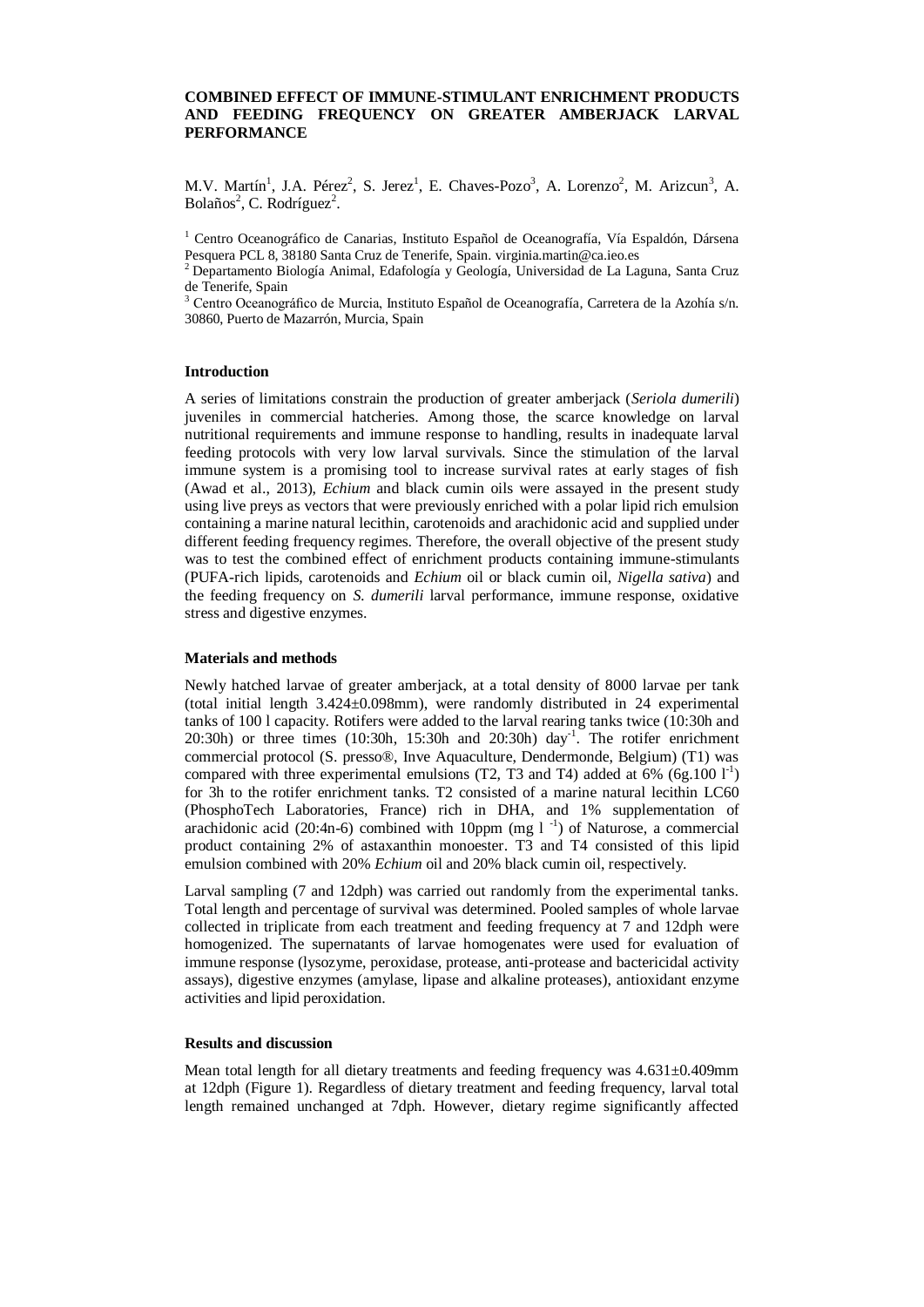**COMBINED EFFECT OF IMMUNE-STIMULANT ENRICHMENT PRODUCTS AND FEEDING FREQUENCY ON GREATER AMBERJACK LARVAL PERFORMANCE**

M.V. Martín[1], J.A. Pérez[2], S. Jerez[1], E. Chaves-Pozo[3], A. Lorenzo[2], M. Arizcun[3], A. Bolaños[2], C. Rodríguez[2].

[1] Centro Oceanográfico de Canarias, Instituto Español de Oceanografía, Vía Espaldón, Dársena Pesquera PCL 8, 38180 Santa Cruz de Tenerife, Spain. virginia.martin@ca.ieo.es

[2] Departamento Biología Animal, Edafología y Geología, Universidad de La Laguna, Santa Cruz de Tenerife, Spain

[3] Centro Oceanográfico de Murcia, Instituto Español de Oceanografía, Carretera de la Azohía s/n. 30860, Puerto de Mazarrón, Murcia, Spain

**Introduction**

A series of limitations constrain the production of greater amberjack (*Seriola dumerili*) juveniles in commercial hatcheries. Among those, the scarce knowledge on larval nutritional requirements and immune response to handling, results in inadequate larval feeding protocols with very low larval survivals. Since the stimulation of the larval immune system is a promising tool to increase survival rates at early stages of fish (Awad et al., 2013), *Echium* and black cumin oils were assayed in the present study using live preys as vectors that were previously enriched with a polar lipid rich emulsion containing a marine natural lecithin, carotenoids and arachidonic acid and supplied under different feeding frequency regimes. Therefore, the overall objective of the present study was to test the combined effect of enrichment products containing immune-stimulants (PUFA-rich lipids, carotenoids and *Echium* oil or black cumin oil, *Nigella sativa*) and the feeding frequency on *S. dumerili* larval performance, immune response, oxidative stress and digestive enzymes.

**Materials and methods**

Newly hatched larvae of greater amberjack, at a total density of 8000 larvae per tank (total initial length 3.424±0.098mm), were randomly distributed in 24 experimental tanks of 100 l capacity. Rotifers were added to the larval rearing tanks twice (10:30h and 20:30h) or three times (10:30h, 15:30h and 20:30h) day$^{-1}$. The rotifer enrichment commercial protocol (S. presso®, Inve Aquaculture, Dendermonde, Belgium) (T1) was compared with three experimental emulsions (T2, T3 and T4) added at 6% (6g.100 l$^{-1}$) for 3h to the rotifer enrichment tanks. T2 consisted of a marine natural lecithin LC60 (PhosphoTech Laboratories, France) rich in DHA, and 1% supplementation of arachidonic acid (20:4n-6) combined with 10ppm (mg l $^{-1}$) of Naturose, a commercial product containing 2% of astaxanthin monoester. T3 and T4 consisted of this lipid emulsion combined with 20% *Echium* oil and 20% black cumin oil, respectively.

Larval sampling (7 and 12dph) was carried out randomly from the experimental tanks. Total length and percentage of survival was determined. Pooled samples of whole larvae collected in triplicate from each treatment and feeding frequency at 7 and 12dph were homogenized. The supernatants of larvae homogenates were used for evaluation of immune response (lysozyme, peroxidase, protease, anti-protease and bactericidal activity assays), digestive enzymes (amylase, lipase and alkaline proteases), antioxidant enzyme activities and lipid peroxidation.

**Results and discussion**

Mean total length for all dietary treatments and feeding frequency was 4.631±0.409mm at 12dph (Figure 1). Regardless of dietary treatment and feeding frequency, larval total length remained unchanged at 7dph. However, dietary regime significantly affected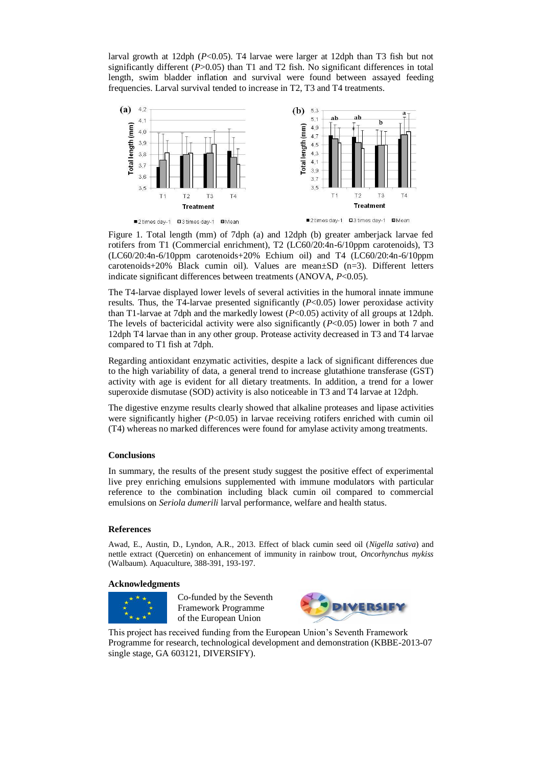larval growth at 12dph ($P$<0.05). T4 larvae were larger at 12dph than T3 fish but not significantly different ($P$>0.05) than T1 and T2 fish. No significant differences in total length, swim bladder inflation and survival were found between assayed feeding frequencies. Larval survival tended to increase in T2, T3 and T4 treatments.

(a)

Total length (mm)

4,2
4,1
4,0
3,9
3,8
3,7
3,6
3,5

T1 T2 T3 T4

Treatment

■2 times day-1 □3 times day-1 ■Mean

(b)

Total length (mm)

5,3
5,1
4,9
4,7
4,5
4,3
4,1
3,9
3,7
3,5

ab ab b a

T1 T2 T3 T4

Treatment

■2 times day-1 □3 times day-1 ■Mean

Figure 1. Total length (mm) of 7dph (a) and 12dph (b) greater amberjack larvae fed rotifers from T1 (Commercial enrichment), T2 (LC60/20:4n-6/10ppm carotenoids), T3 (LC60/20:4n-6/10ppm carotenoids+20% Echium oil) and T4 (LC60/20:4n-6/10ppm carotenoids+20% Black cumin oil). Values are mean±SD (n=3). Different letters indicate significant differences between treatments (ANOVA, $P$<0.05).

The T4-larvae displayed lower levels of several activities in the humoral innate immune results. Thus, the T4-larvae presented significantly ($P$<0.05) lower peroxidase activity than T1-larvae at 7dph and the markedly lowest ($P$<0.05) activity of all groups at 12dph. The levels of bactericidal activity were also significantly ($P$<0.05) lower in both 7 and 12dph T4 larvae than in any other group. Protease activity decreased in T3 and T4 larvae compared to T1 fish at 7dph.

Regarding antioxidant enzymatic activities, despite a lack of significant differences due to the high variability of data, a general trend to increase glutathione transferase (GST) activity with age is evident for all dietary treatments. In addition, a trend for a lower superoxide dismutase (SOD) activity is also noticeable in T3 and T4 larvae at 12dph.

The digestive enzyme results clearly showed that alkaline proteases and lipase activities were significantly higher ($P$<0.05) in larvae receiving rotifers enriched with cumin oil (T4) whereas no marked differences were found for amylase activity among treatments.

## Conclusions

In summary, the results of the present study suggest the positive effect of experimental live prey enriching emulsions supplemented with immune modulators with particular reference to the combination including black cumin oil compared to commercial emulsions on *Seriola dumerili* larval performance, welfare and health status.

## References

Awad, E., Austin, D., Lyndon, A.R., 2013. Effect of black cumin seed oil (*Nigella sativa*) and nettle extract (Quercetin) on enhancement of immunity in rainbow trout, *Oncorhynchus mykiss* (Walbaum). Aquaculture, 388-391, 193-197.

## Acknowledgments

Co-funded by the Seventh Framework Programme of the European Union

This project has received funding from the European Union's Seventh Framework Programme for research, technological development and demonstration (KBBE-2013-07 single stage, GA 603121, DIVERSIFY).